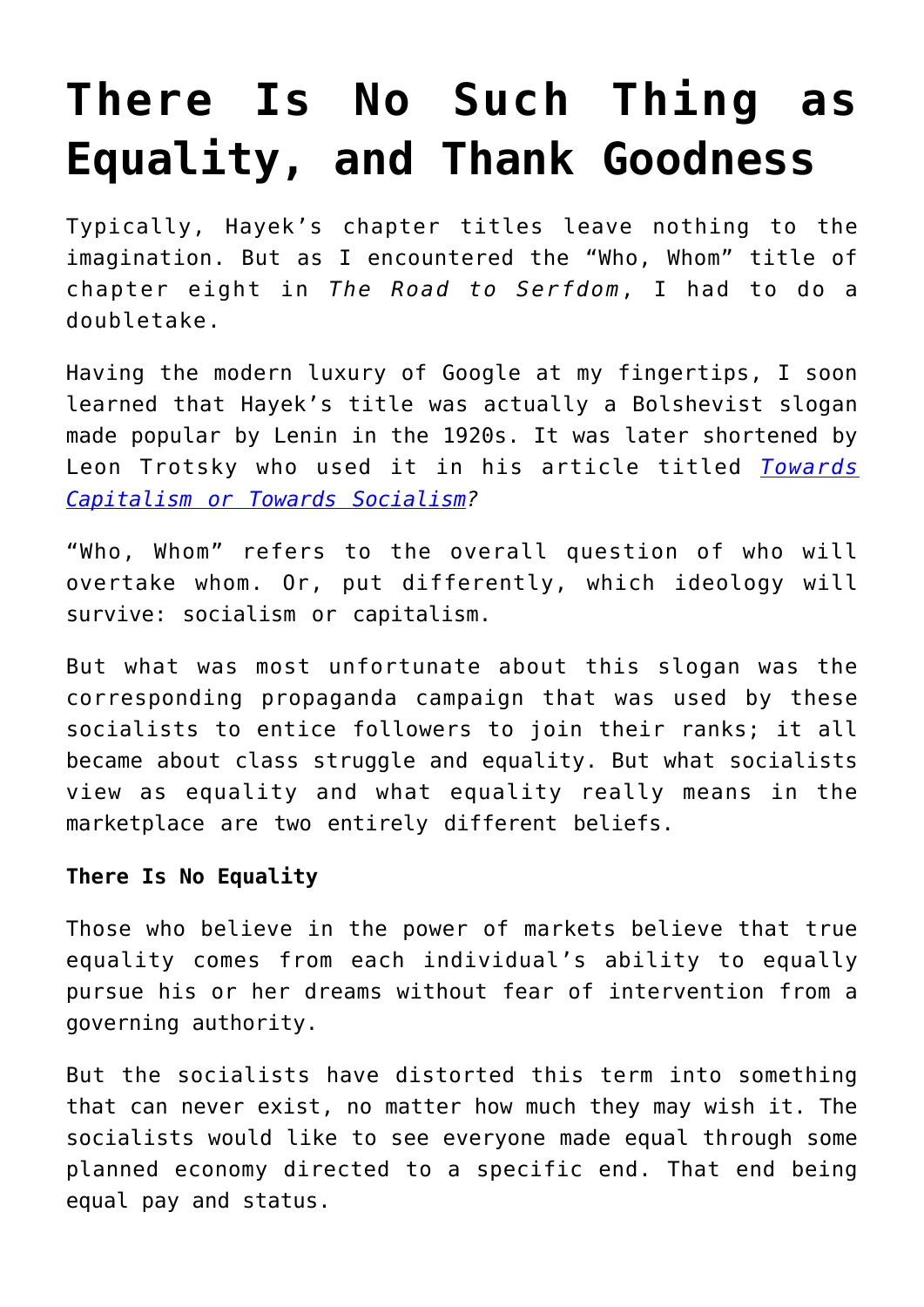# There Is No Such Thing as Equality, and Thank Goodness

Typically, Hayek's chapter titles leave nothing to the imagination. But as I encountered the "Who, Whom" title of chapter eight in *The Road to Serfdom*, I had to do a doubletake.

Having the modern luxury of Google at my fingertips, I soon learned that Hayek's title was actually a Bolshevist slogan made popular by Lenin in the 1920s. It was later shortened by Leon Trotsky who used it in his article titled *Towards Capitalism or Towards Socialism?*

"Who, Whom" refers to the overall question of who will overtake whom. Or, put differently, which ideology will survive: socialism or capitalism.

But what was most unfortunate about this slogan was the corresponding propaganda campaign that was used by these socialists to entice followers to join their ranks; it all became about class struggle and equality. But what socialists view as equality and what equality really means in the marketplace are two entirely different beliefs.

**There Is No Equality**

Those who believe in the power of markets believe that true equality comes from each individual's ability to equally pursue his or her dreams without fear of intervention from a governing authority.

But the socialists have distorted this term into something that can never exist, no matter how much they may wish it. The socialists would like to see everyone made equal through some planned economy directed to a specific end. That end being equal pay and status.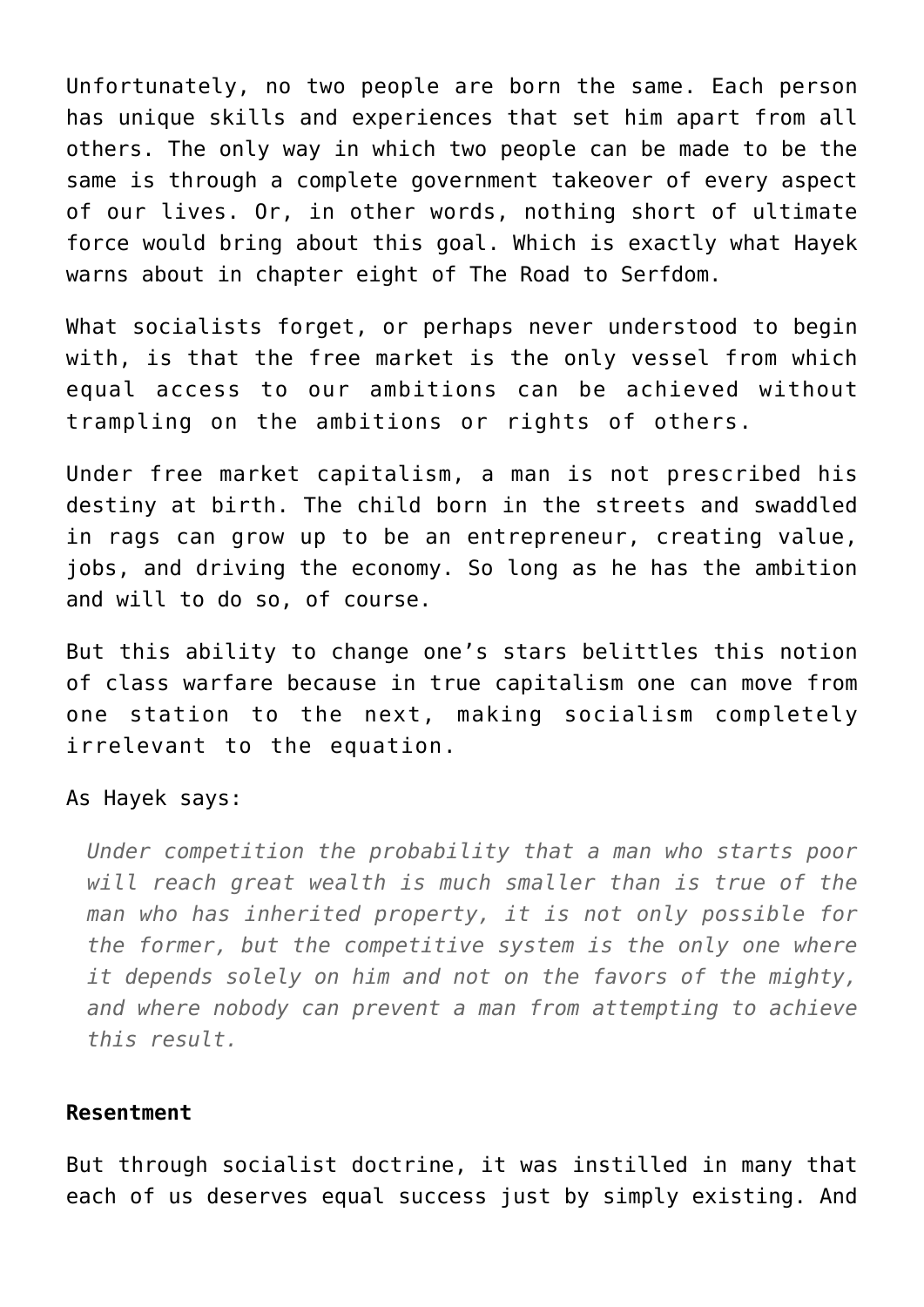Unfortunately, no two people are born the same. Each person has unique skills and experiences that set him apart from all others. The only way in which two people can be made to be the same is through a complete government takeover of every aspect of our lives. Or, in other words, nothing short of ultimate force would bring about this goal. Which is exactly what Hayek warns about in chapter eight of The Road to Serfdom.

What socialists forget, or perhaps never understood to begin with, is that the free market is the only vessel from which equal access to our ambitions can be achieved without trampling on the ambitions or rights of others.

Under free market capitalism, a man is not prescribed his destiny at birth. The child born in the streets and swaddled in rags can grow up to be an entrepreneur, creating value, jobs, and driving the economy. So long as he has the ambition and will to do so, of course.

But this ability to change one's stars belittles this notion of class warfare because in true capitalism one can move from one station to the next, making socialism completely irrelevant to the equation.

As Hayek says:

> *Under competition the probability that a man who starts poor will reach great wealth is much smaller than is true of the man who has inherited property, it is not only possible for the former, but the competitive system is the only one where it depends solely on him and not on the favors of the mighty, and where nobody can prevent a man from attempting to achieve this result.*

**Resentment**

But through socialist doctrine, it was instilled in many that each of us deserves equal success just by simply existing. And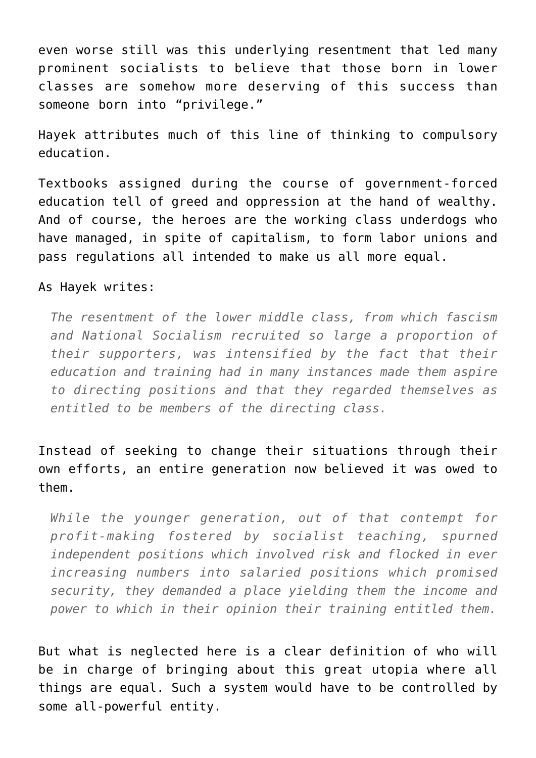even worse still was this underlying resentment that led many prominent socialists to believe that those born in lower classes are somehow more deserving of this success than someone born into "privilege."

Hayek attributes much of this line of thinking to compulsory education.

Textbooks assigned during the course of government-forced education tell of greed and oppression at the hand of wealthy. And of course, the heroes are the working class underdogs who have managed, in spite of capitalism, to form labor unions and pass regulations all intended to make us all more equal.

As Hayek writes:

> *The resentment of the lower middle class, from which fascism and National Socialism recruited so large a proportion of their supporters, was intensified by the fact that their education and training had in many instances made them aspire to directing positions and that they regarded themselves as entitled to be members of the directing class.*

Instead of seeking to change their situations through their own efforts, an entire generation now believed it was owed to them.

> *While the younger generation, out of that contempt for profit-making fostered by socialist teaching, spurned independent positions which involved risk and flocked in ever increasing numbers into salaried positions which promised security, they demanded a place yielding them the income and power to which in their opinion their training entitled them.*

But what is neglected here is a clear definition of who will be in charge of bringing about this great utopia where all things are equal. Such a system would have to be controlled by some all-powerful entity.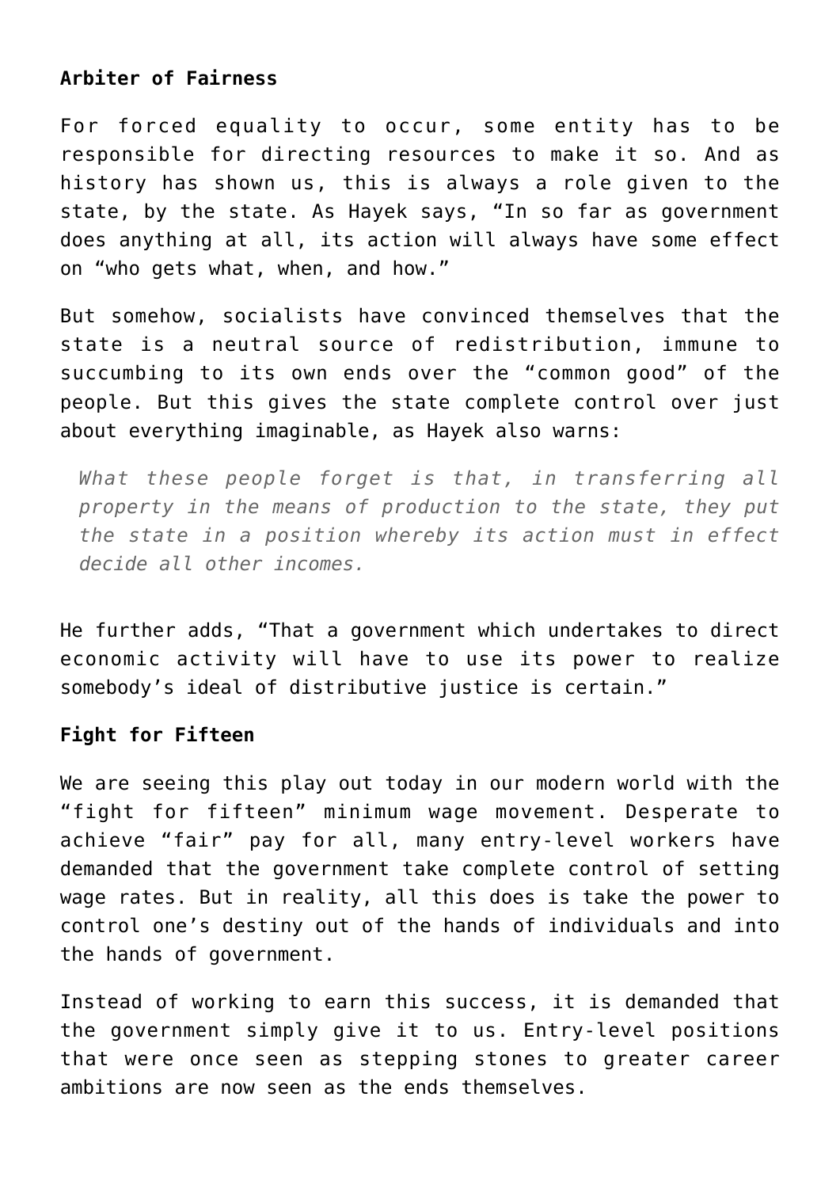**Arbiter of Fairness**

For forced equality to occur, some entity has to be responsible for directing resources to make it so. And as history has shown us, this is always a role given to the state, by the state. As Hayek says, "In so far as government does anything at all, its action will always have some effect on "who gets what, when, and how."

But somehow, socialists have convinced themselves that the state is a neutral source of redistribution, immune to succumbing to its own ends over the "common good" of the people. But this gives the state complete control over just about everything imaginable, as Hayek also warns:

> *What these people forget is that, in transferring all property in the means of production to the state, they put the state in a position whereby its action must in effect decide all other incomes.*

He further adds, "That a government which undertakes to direct economic activity will have to use its power to realize somebody's ideal of distributive justice is certain."

**Fight for Fifteen**

We are seeing this play out today in our modern world with the "fight for fifteen" minimum wage movement. Desperate to achieve "fair" pay for all, many entry-level workers have demanded that the government take complete control of setting wage rates. But in reality, all this does is take the power to control one's destiny out of the hands of individuals and into the hands of government.

Instead of working to earn this success, it is demanded that the government simply give it to us. Entry-level positions that were once seen as stepping stones to greater career ambitions are now seen as the ends themselves.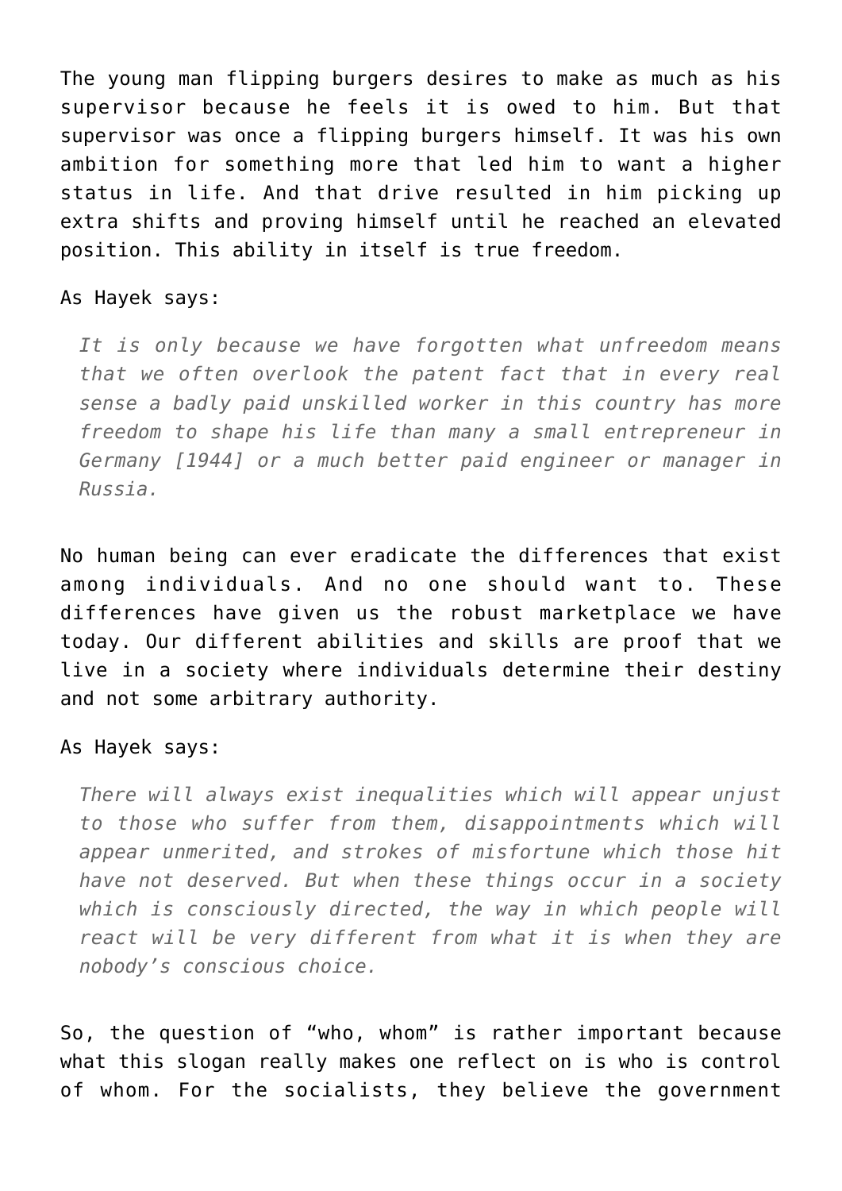The young man flipping burgers desires to make as much as his supervisor because he feels it is owed to him. But that supervisor was once a flipping burgers himself. It was his own ambition for something more that led him to want a higher status in life. And that drive resulted in him picking up extra shifts and proving himself until he reached an elevated position. This ability in itself is true freedom.

As Hayek says:

> *It is only because we have forgotten what unfreedom means that we often overlook the patent fact that in every real sense a badly paid unskilled worker in this country has more freedom to shape his life than many a small entrepreneur in Germany [1944] or a much better paid engineer or manager in Russia.*

No human being can ever eradicate the differences that exist among individuals. And no one should want to. These differences have given us the robust marketplace we have today. Our different abilities and skills are proof that we live in a society where individuals determine their destiny and not some arbitrary authority.

As Hayek says:

> *There will always exist inequalities which will appear unjust to those who suffer from them, disappointments which will appear unmerited, and strokes of misfortune which those hit have not deserved. But when these things occur in a society which is consciously directed, the way in which people will react will be very different from what it is when they are nobody's conscious choice.*

So, the question of "who, whom" is rather important because what this slogan really makes one reflect on is who is control of whom. For the socialists, they believe the government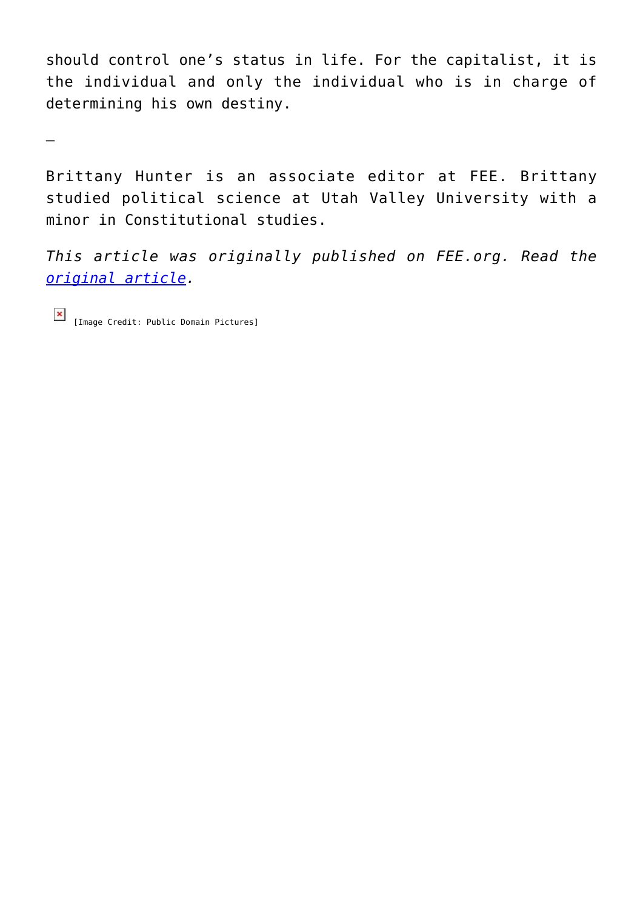should control one's status in life. For the capitalist, it is the individual and only the individual who is in charge of determining his own destiny.

—

Brittany Hunter is an associate editor at FEE. Brittany studied political science at Utah Valley University with a minor in Constitutional studies.

*This article was originally published on FEE.org. Read the [original article](original article).*

[Image Credit: Public Domain Pictures]